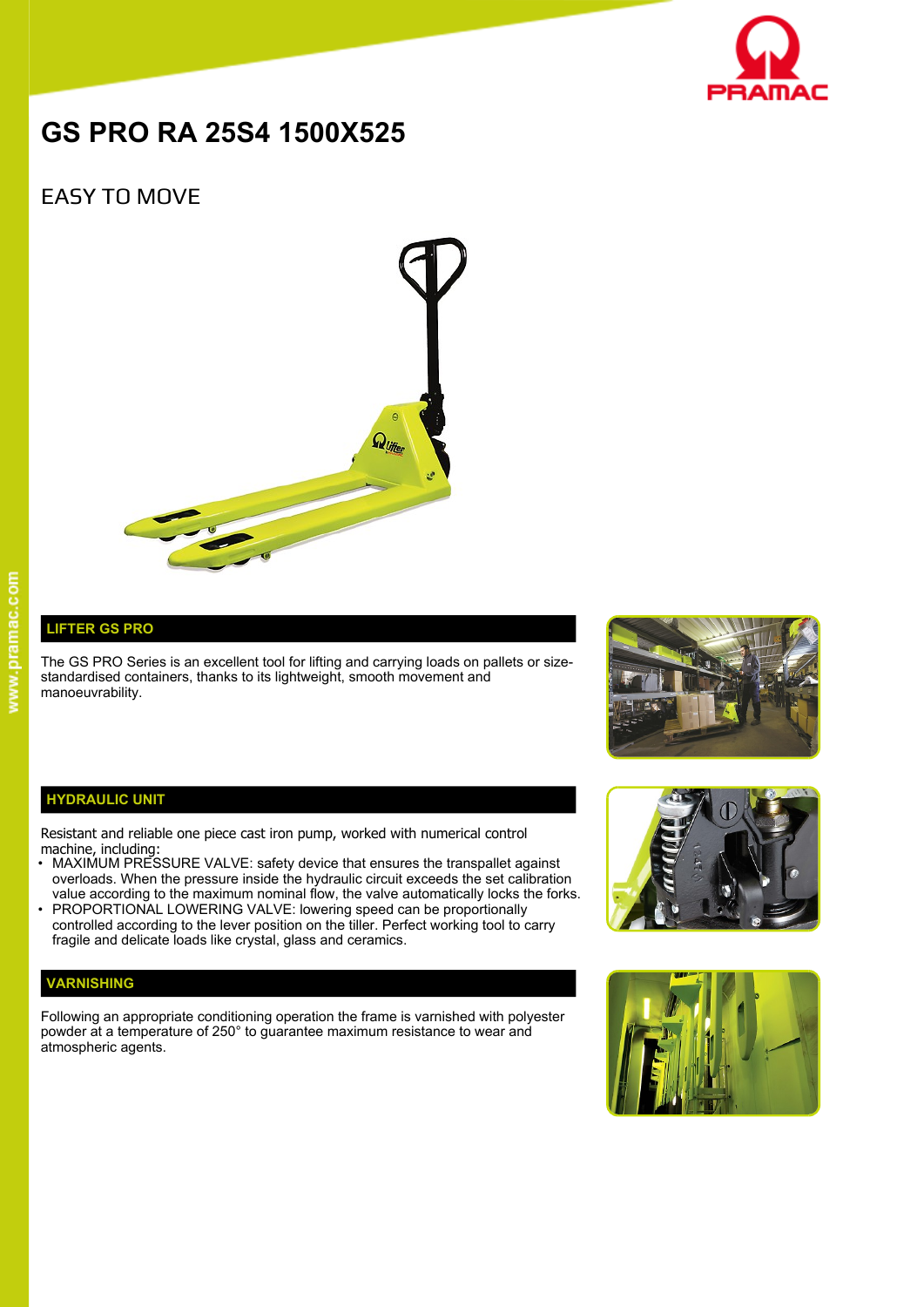# GS PRO RA 25S4 1500X525

## EASY TO MOVE

### LIFTER GS PRO

The GS PRO Series is an excellent tool for lifting and carrying loads on pallets or size-standardised containers, thanks to its lightweight, smooth movement and manoeuvrability.

### HYDRAULIC UNIT

Resistant and reliable one piece cast iron pump, worked with numerical control machine, including:

- MAXIMUM PRESSURE VALVE: safety device that ensures the transpallet against overloads. When the pressure inside the hydraulic circuit exceeds the set calibration value according to the maximum nominal flow, the valve automatically locks the forks.
- PROPORTIONAL LOWERING VALVE: lowering speed can be proportionally controlled according to the lever position on the tiller. Perfect working tool to carry fragile and delicate loads like crystal, glass and ceramics.

### VARNISHING

Following an appropriate conditioning operation the frame is varnished with polyester powder at a temperature of 250° to guarantee maximum resistance to wear and atmospheric agents.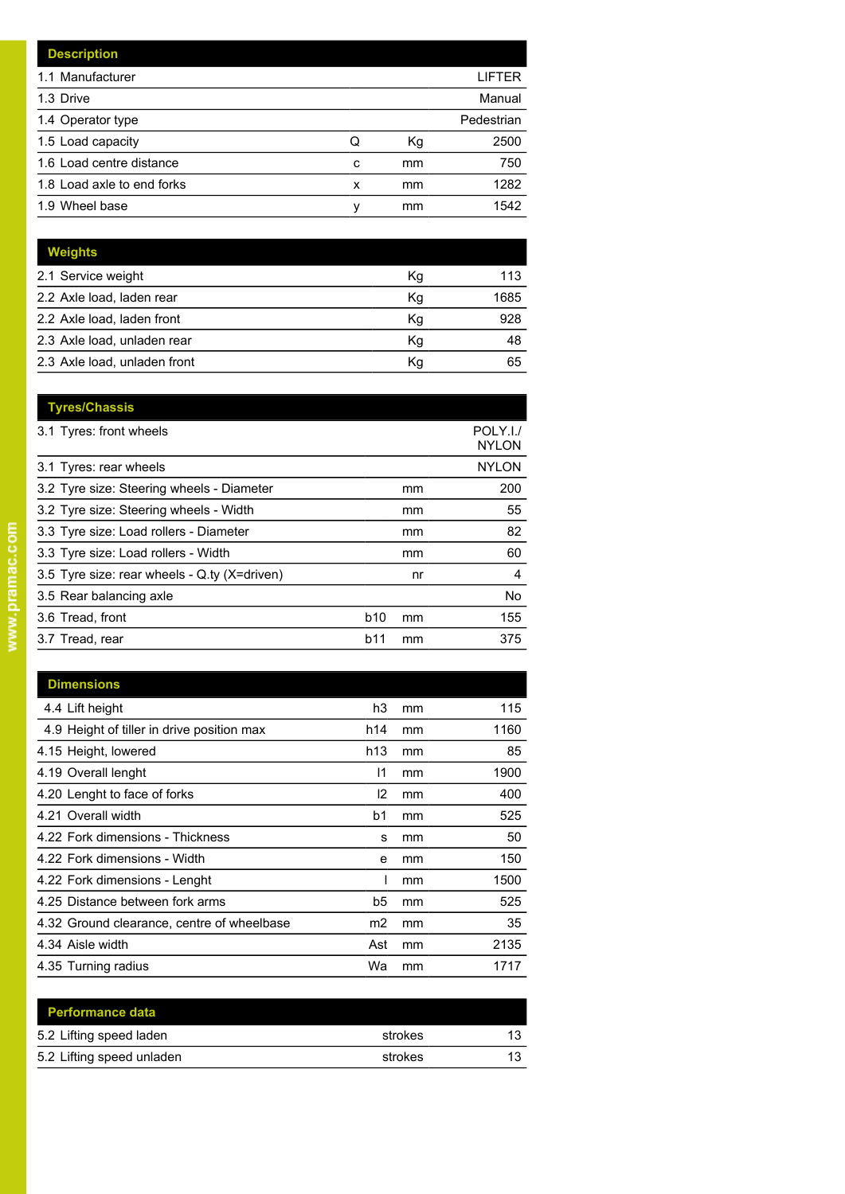| Description | | | |
|---|---|---|---|
| 1.1 Manufacturer | | | LIFTER |
| 1.3 Drive | | | Manual |
| 1.4 Operator type | | | Pedestrian |
| 1.5 Load capacity | Q | Kg | 2500 |
| 1.6 Load centre distance | c | mm | 750 |
| 1.8 Load axle to end forks | x | mm | 1282 |
| 1.9 Wheel base | y | mm | 1542 |

| Weights | | | |
|---|---|---|---|
| 2.1 Service weight | | Kg | 113 |
| 2.2 Axle load, laden rear | | Kg | 1685 |
| 2.2 Axle load, laden front | | Kg | 928 |
| 2.3 Axle load, unladen rear | | Kg | 48 |
| 2.3 Axle load, unladen front | | Kg | 65 |

| Tyres/Chassis | | | |
|---|---|---|---|
| 3.1 Tyres: front wheels | | | POLY.I./ NYLON |
| 3.1 Tyres: rear wheels | | | NYLON |
| 3.2 Tyre size: Steering wheels - Diameter | | mm | 200 |
| 3.2 Tyre size: Steering wheels - Width | | mm | 55 |
| 3.3 Tyre size: Load rollers - Diameter | | mm | 82 |
| 3.3 Tyre size: Load rollers - Width | | mm | 60 |
| 3.5 Tyre size: rear wheels - Q.ty (X=driven) | | nr | 4 |
| 3.5 Rear balancing axle | | | No |
| 3.6 Tread, front | b10 | mm | 155 |
| 3.7 Tread, rear | b11 | mm | 375 |

| Dimensions | | | |
|---|---|---|---|
| 4.4 Lift height | h3 | mm | 115 |
| 4.9 Height of tiller in drive position max | h14 | mm | 1160 |
| 4.15 Height, lowered | h13 | mm | 85 |
| 4.19 Overall lenght | l1 | mm | 1900 |
| 4.20 Lenght to face of forks | l2 | mm | 400 |
| 4.21 Overall width | b1 | mm | 525 |
| 4.22 Fork dimensions - Thickness | s | mm | 50 |
| 4.22 Fork dimensions - Width | e | mm | 150 |
| 4.22 Fork dimensions - Lenght | l | mm | 1500 |
| 4.25 Distance between fork arms | b5 | mm | 525 |
| 4.32 Ground clearance, centre of wheelbase | m2 | mm | 35 |
| 4.34 Aisle width | Ast | mm | 2135 |
| 4.35 Turning radius | Wa | mm | 1717 |

| Performance data | | | |
|---|---|---|---|
| 5.2 Lifting speed laden | | strokes | 13 |
| 5.2 Lifting speed unladen | | strokes | 13 |

www.pramac.com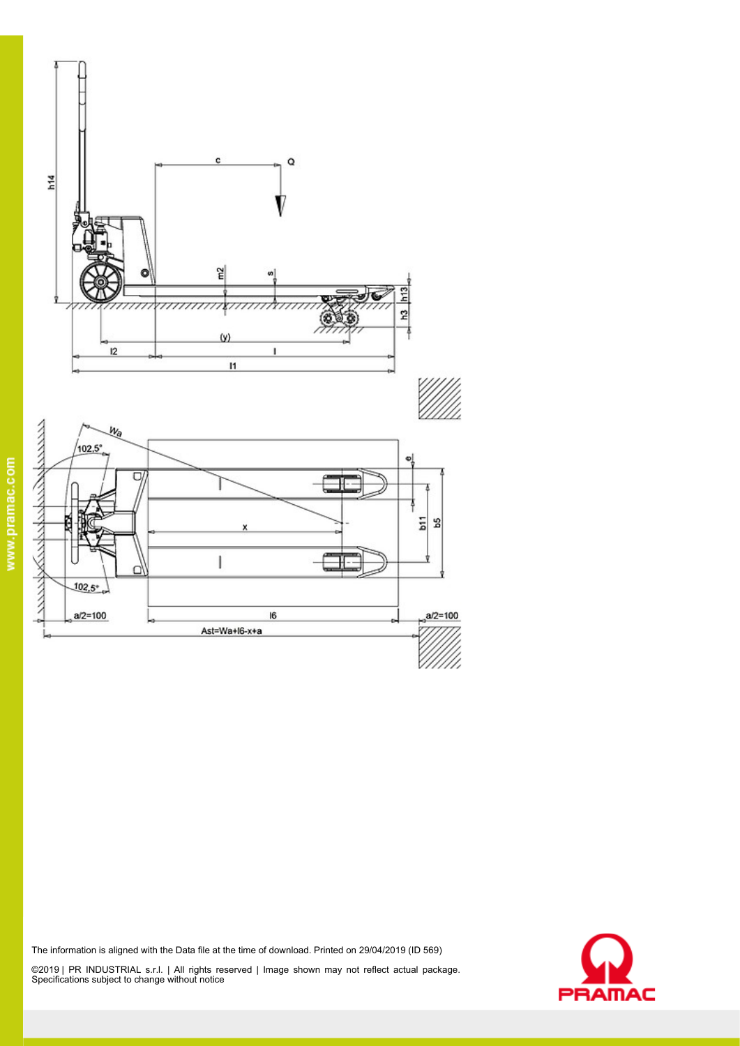h14

c

Q

m2

s

h13

h3

(y)

l2

l

l1

Wa

102,5°

e

x

b11

b5

102,5°

a/2=100

l6

a/2=100

Ast=Wa+l6-x+a

The information is aligned with the Data file at the time of download. Printed on 29/04/2019 (ID 569)

©2019 | PR INDUSTRIAL s.r.l. | All rights reserved | Image shown may not reflect actual package.
Specifications subject to change without notice